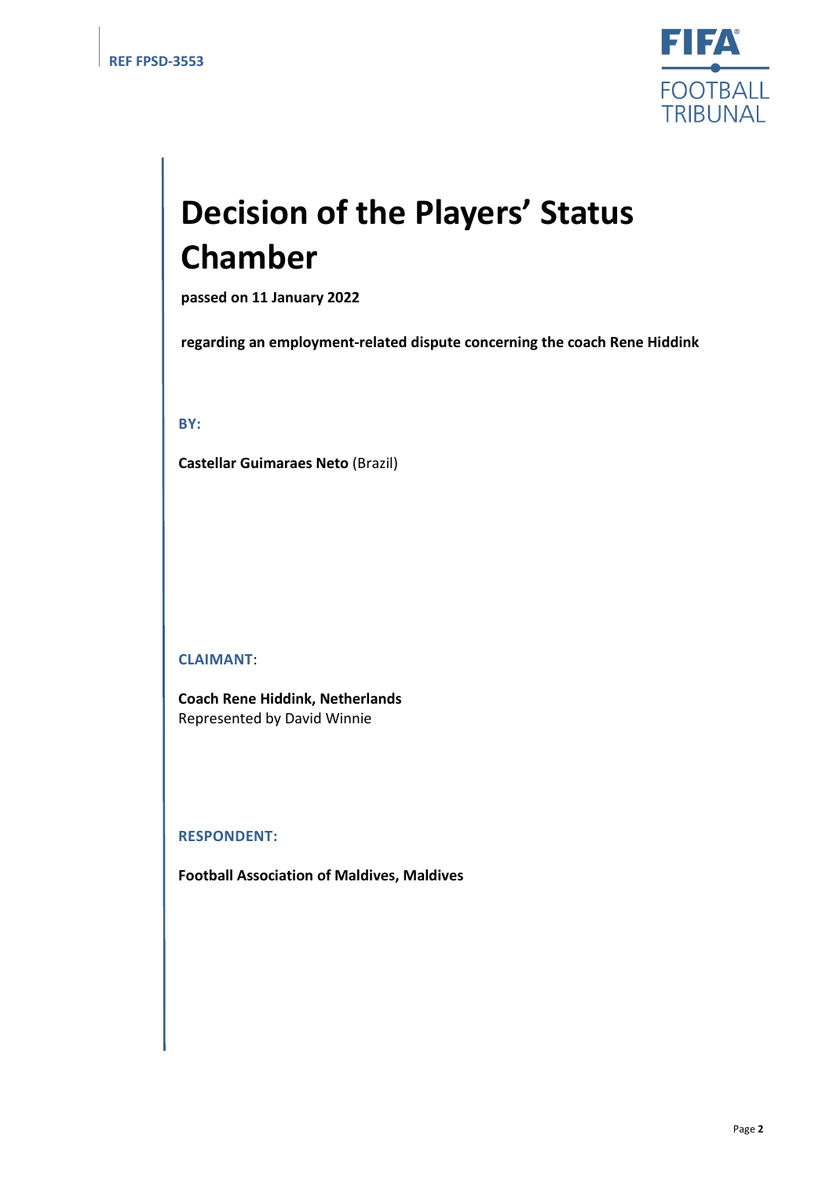REF FPSD-3553

FIFA FOOTBALL TRIBUNAL

# Decision of the Players' Status Chamber

**passed on 11 January 2022**

**regarding an employment-related dispute concerning the coach Rene Hiddink**

**BY:**

**Castellar Guimaraes Neto** (Brazil)

**CLAIMANT**:

**Coach Rene Hiddink, Netherlands**
Represented by David Winnie

**RESPONDENT:**

**Football Association of Maldives, Maldives**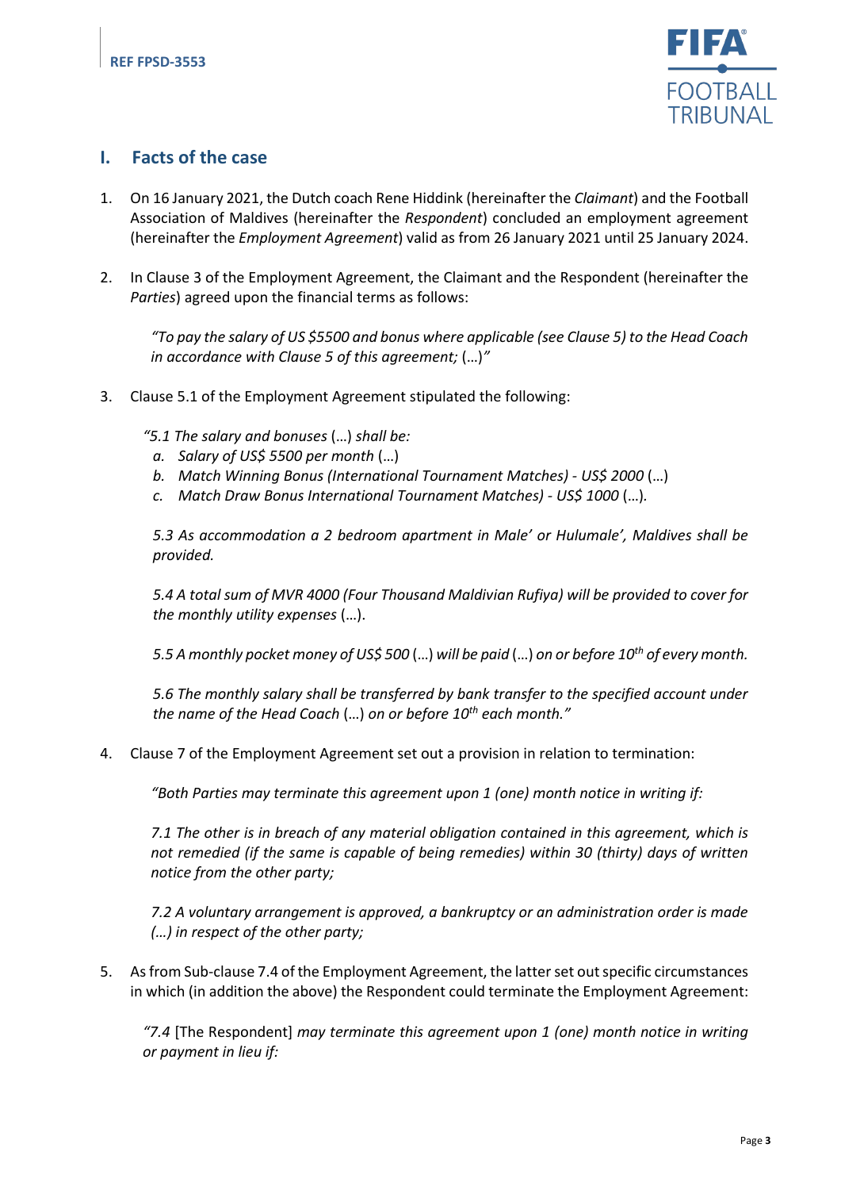## I. Facts of the case

1. On 16 January 2021, the Dutch coach Rene Hiddink (hereinafter the *Claimant*) and the Football Association of Maldives (hereinafter the *Respondent*) concluded an employment agreement (hereinafter the *Employment Agreement*) valid as from 26 January 2021 until 25 January 2024.

2. In Clause 3 of the Employment Agreement, the Claimant and the Respondent (hereinafter the *Parties*) agreed upon the financial terms as follows:

   *"To pay the salary of US $5500 and bonus where applicable (see Clause 5) to the Head Coach in accordance with Clause 5 of this agreement;* (…)*"*

3. Clause 5.1 of the Employment Agreement stipulated the following:

   *"5.1 The salary and bonuses* (…) *shall be:*
   *a. Salary of US$ 5500 per month* (…)
   *b. Match Winning Bonus (International Tournament Matches) - US$ 2000* (…)
   *c. Match Draw Bonus International Tournament Matches) - US$ 1000* (…)*.*

   *5.3 As accommodation a 2 bedroom apartment in Male' or Hulumale', Maldives shall be provided.*

   *5.4 A total sum of MVR 4000 (Four Thousand Maldivian Rufiya) will be provided to cover for the monthly utility expenses* (…).

   *5.5 A monthly pocket money of US$ 500* (…) *will be paid* (…) *on or before 10th of every month.*

   *5.6 The monthly salary shall be transferred by bank transfer to the specified account under the name of the Head Coach* (…) *on or before 10th each month."*

4. Clause 7 of the Employment Agreement set out a provision in relation to termination:

   *"Both Parties may terminate this agreement upon 1 (one) month notice in writing if:*

   *7.1 The other is in breach of any material obligation contained in this agreement, which is not remedied (if the same is capable of being remedies) within 30 (thirty) days of written notice from the other party;*

   *7.2 A voluntary arrangement is approved, a bankruptcy or an administration order is made (…) in respect of the other party;*

5. As from Sub-clause 7.4 of the Employment Agreement, the latter set out specific circumstances in which (in addition the above) the Respondent could terminate the Employment Agreement:

   *"7.4* [The Respondent] *may terminate this agreement upon 1 (one) month notice in writing or payment in lieu if:*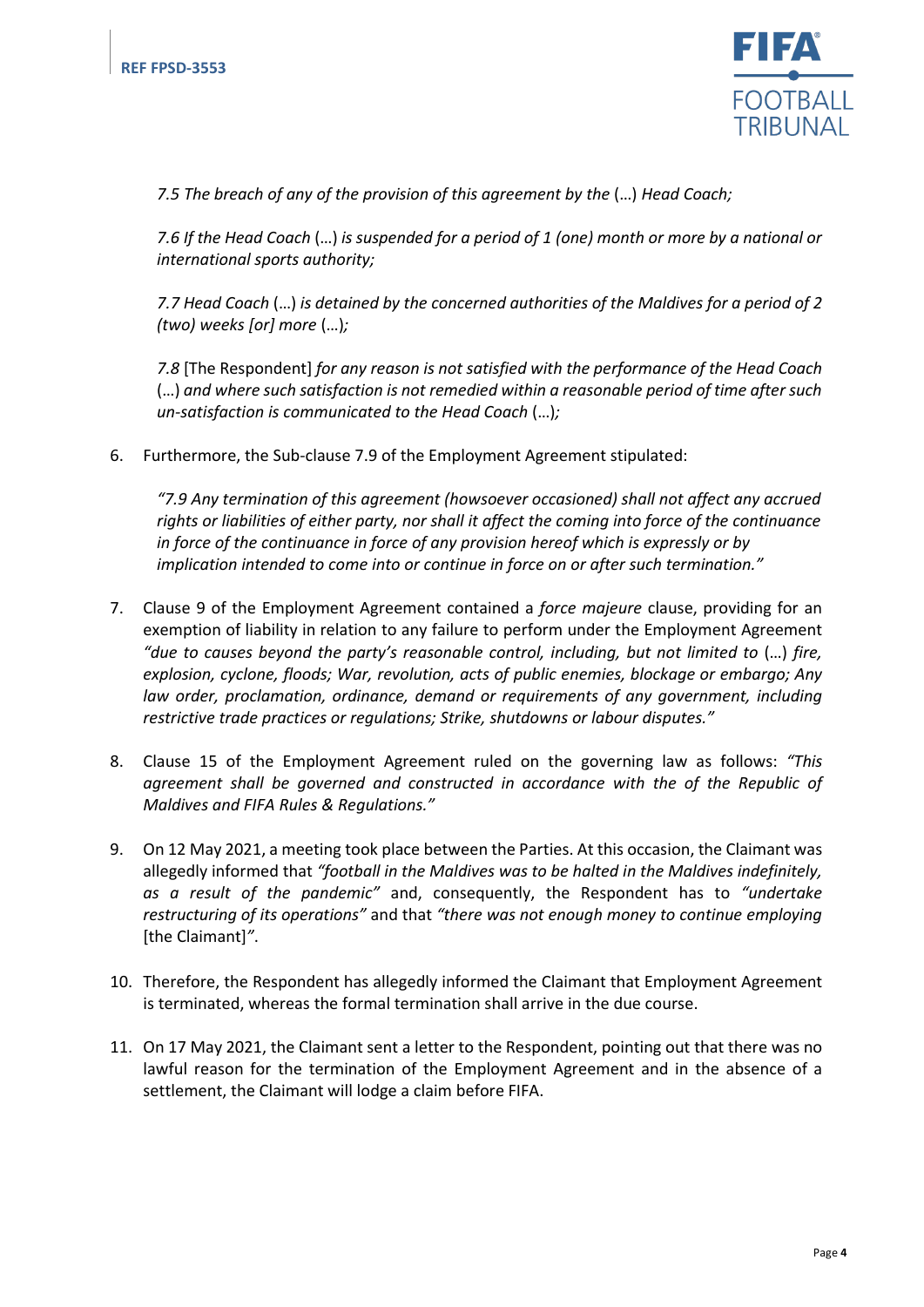*7.5 The breach of any of the provision of this agreement by the* (…) *Head Coach;*

*7.6 If the Head Coach* (…) *is suspended for a period of 1 (one) month or more by a national or international sports authority;*

*7.7 Head Coach* (…) *is detained by the concerned authorities of the Maldives for a period of 2 (two) weeks [or] more* (…)*;*

*7.8* [The Respondent] *for any reason is not satisfied with the performance of the Head Coach* (…) *and where such satisfaction is not remedied within a reasonable period of time after such un-satisfaction is communicated to the Head Coach* (…)*;*

6. Furthermore, the Sub-clause 7.9 of the Employment Agreement stipulated:

   *"7.9 Any termination of this agreement (howsoever occasioned) shall not affect any accrued rights or liabilities of either party, nor shall it affect the coming into force of the continuance in force of the continuance in force of any provision hereof which is expressly or by implication intended to come into or continue in force on or after such termination."*

7. Clause 9 of the Employment Agreement contained a *force majeure* clause, providing for an exemption of liability in relation to any failure to perform under the Employment Agreement *"due to causes beyond the party's reasonable control, including, but not limited to* (…) *fire, explosion, cyclone, floods; War, revolution, acts of public enemies, blockage or embargo; Any law order, proclamation, ordinance, demand or requirements of any government, including restrictive trade practices or regulations; Strike, shutdowns or labour disputes."*

8. Clause 15 of the Employment Agreement ruled on the governing law as follows: *"This agreement shall be governed and constructed in accordance with the of the Republic of Maldives and FIFA Rules & Regulations."*

9. On 12 May 2021, a meeting took place between the Parties. At this occasion, the Claimant was allegedly informed that *"football in the Maldives was to be halted in the Maldives indefinitely, as a result of the pandemic"* and, consequently, the Respondent has to *"undertake restructuring of its operations"* and that *"there was not enough money to continue employing* [the Claimant]*"*.

10. Therefore, the Respondent has allegedly informed the Claimant that Employment Agreement is terminated, whereas the formal termination shall arrive in the due course.

11. On 17 May 2021, the Claimant sent a letter to the Respondent, pointing out that there was no lawful reason for the termination of the Employment Agreement and in the absence of a settlement, the Claimant will lodge a claim before FIFA.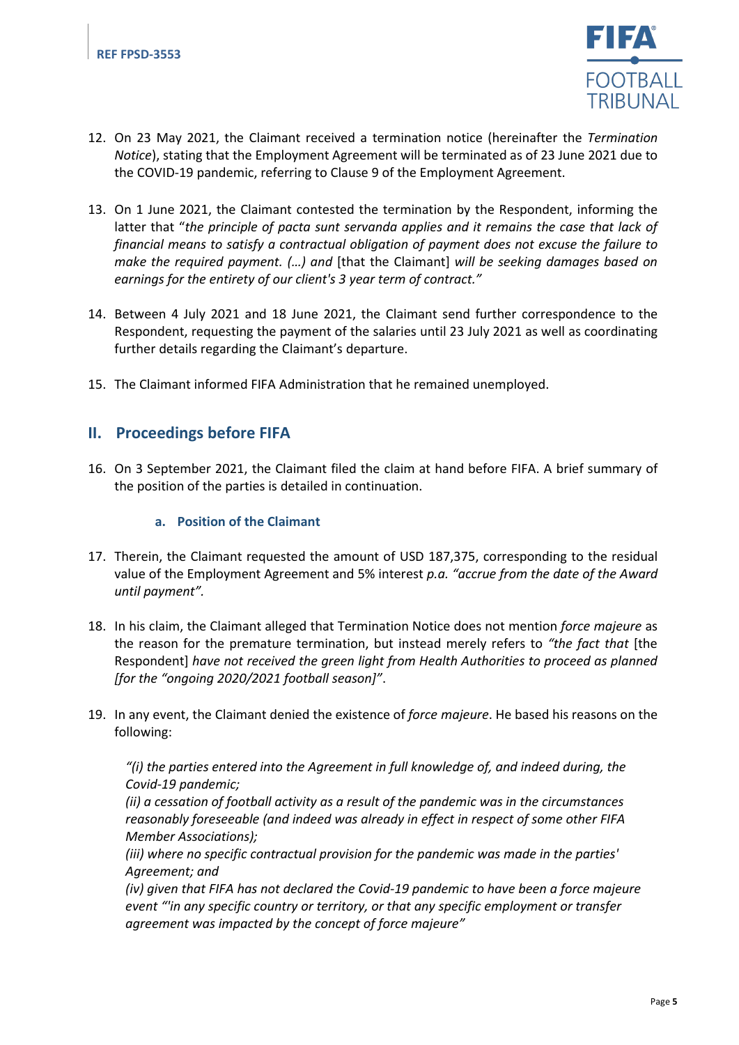12. On 23 May 2021, the Claimant received a termination notice (hereinafter the *Termination Notice*), stating that the Employment Agreement will be terminated as of 23 June 2021 due to the COVID-19 pandemic, referring to Clause 9 of the Employment Agreement.

13. On 1 June 2021, the Claimant contested the termination by the Respondent, informing the latter that "*the principle of pacta sunt servanda applies and it remains the case that lack of financial means to satisfy a contractual obligation of payment does not excuse the failure to make the required payment. (…) and* [that the Claimant] *will be seeking damages based on earnings for the entirety of our client's 3 year term of contract."*

14. Between 4 July 2021 and 18 June 2021, the Claimant send further correspondence to the Respondent, requesting the payment of the salaries until 23 July 2021 as well as coordinating further details regarding the Claimant's departure.

15. The Claimant informed FIFA Administration that he remained unemployed.

## II. Proceedings before FIFA

16. On 3 September 2021, the Claimant filed the claim at hand before FIFA. A brief summary of the position of the parties is detailed in continuation.

### a. Position of the Claimant

17. Therein, the Claimant requested the amount of USD 187,375, corresponding to the residual value of the Employment Agreement and 5% interest *p.a. "accrue from the date of the Award until payment".*

18. In his claim, the Claimant alleged that Termination Notice does not mention *force majeure* as the reason for the premature termination, but instead merely refers to *"the fact that* [the Respondent] *have not received the green light from Health Authorities to proceed as planned [for the "ongoing 2020/2021 football season]"*.

19. In any event, the Claimant denied the existence of *force majeure*. He based his reasons on the following:

    *"(i) the parties entered into the Agreement in full knowledge of, and indeed during, the Covid-19 pandemic;*
    *(ii) a cessation of football activity as a result of the pandemic was in the circumstances reasonably foreseeable (and indeed was already in effect in respect of some other FIFA Member Associations);*
    *(iii) where no specific contractual provision for the pandemic was made in the parties' Agreement; and*
    *(iv) given that FIFA has not declared the Covid-19 pandemic to have been a force majeure event "'in any specific country or territory, or that any specific employment or transfer agreement was impacted by the concept of force majeure"*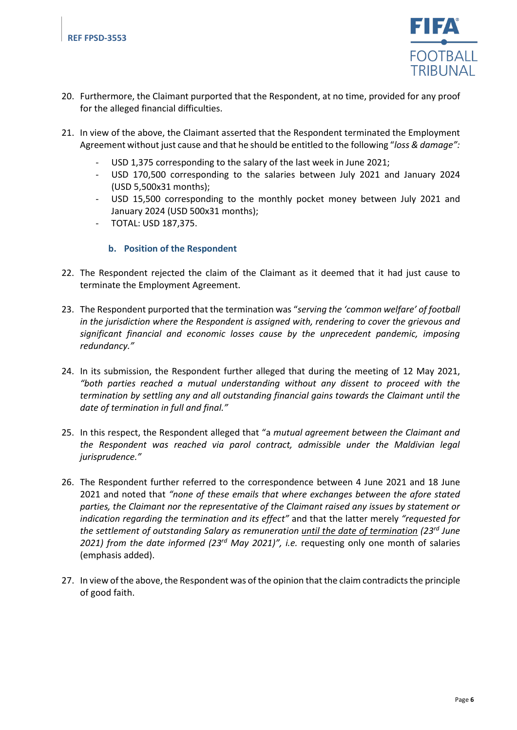20. Furthermore, the Claimant purported that the Respondent, at no time, provided for any proof for the alleged financial difficulties.

21. In view of the above, the Claimant asserted that the Respondent terminated the Employment Agreement without just cause and that he should be entitled to the following "*loss & damage":*

    - USD 1,375 corresponding to the salary of the last week in June 2021;
    - USD 170,500 corresponding to the salaries between July 2021 and January 2024 (USD 5,500x31 months);
    - USD 15,500 corresponding to the monthly pocket money between July 2021 and January 2024 (USD 500x31 months);
    - TOTAL: USD 187,375.

### b. Position of the Respondent

22. The Respondent rejected the claim of the Claimant as it deemed that it had just cause to terminate the Employment Agreement.

23. The Respondent purported that the termination was "*serving the 'common welfare' of football in the jurisdiction where the Respondent is assigned with, rendering to cover the grievous and significant financial and economic losses cause by the unprecedent pandemic, imposing redundancy."*

24. In its submission, the Respondent further alleged that during the meeting of 12 May 2021, *"both parties reached a mutual understanding without any dissent to proceed with the termination by settling any and all outstanding financial gains towards the Claimant until the date of termination in full and final."*

25. In this respect, the Respondent alleged that "a *mutual agreement between the Claimant and the Respondent was reached via parol contract, admissible under the Maldivian legal jurisprudence."*

26. The Respondent further referred to the correspondence between 4 June 2021 and 18 June 2021 and noted that *"none of these emails that where exchanges between the afore stated parties, the Claimant nor the representative of the Claimant raised any issues by statement or indication regarding the termination and its effect"* and that the latter merely *"requested for the settlement of outstanding Salary as remuneration <u>until the date of termination</u> (23rd June 2021) from the date informed (23rd May 2021)", i.e.* requesting only one month of salaries (emphasis added).

27. In view of the above, the Respondent was of the opinion that the claim contradicts the principle of good faith.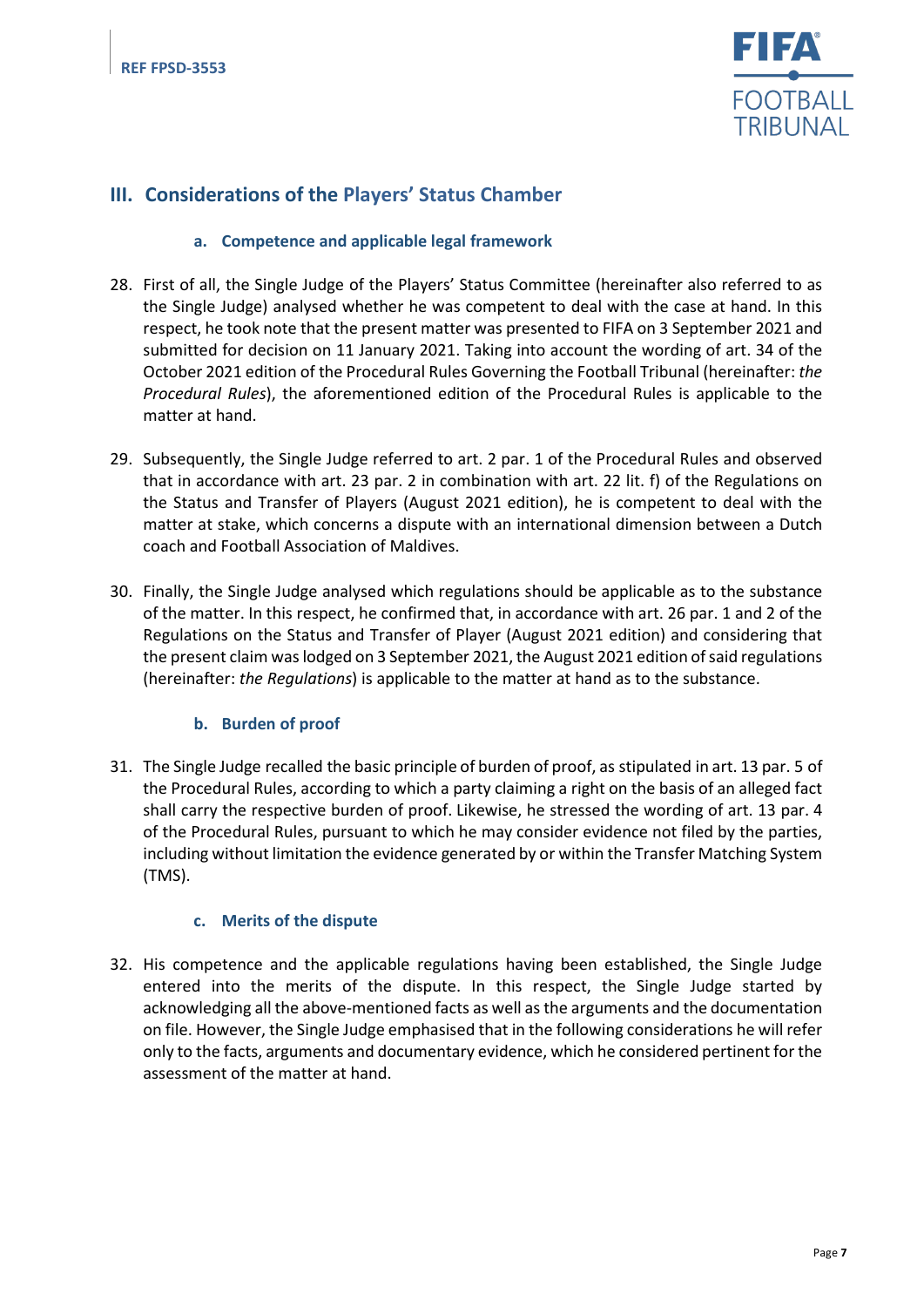## III. Considerations of the Players' Status Chamber

### a. Competence and applicable legal framework

28. First of all, the Single Judge of the Players' Status Committee (hereinafter also referred to as the Single Judge) analysed whether he was competent to deal with the case at hand. In this respect, he took note that the present matter was presented to FIFA on 3 September 2021 and submitted for decision on 11 January 2021. Taking into account the wording of art. 34 of the October 2021 edition of the Procedural Rules Governing the Football Tribunal (hereinafter: *the Procedural Rules*), the aforementioned edition of the Procedural Rules is applicable to the matter at hand.

29. Subsequently, the Single Judge referred to art. 2 par. 1 of the Procedural Rules and observed that in accordance with art. 23 par. 2 in combination with art. 22 lit. f) of the Regulations on the Status and Transfer of Players (August 2021 edition), he is competent to deal with the matter at stake, which concerns a dispute with an international dimension between a Dutch coach and Football Association of Maldives.

30. Finally, the Single Judge analysed which regulations should be applicable as to the substance of the matter. In this respect, he confirmed that, in accordance with art. 26 par. 1 and 2 of the Regulations on the Status and Transfer of Player (August 2021 edition) and considering that the present claim was lodged on 3 September 2021, the August 2021 edition of said regulations (hereinafter: *the Regulations*) is applicable to the matter at hand as to the substance.

### b. Burden of proof

31. The Single Judge recalled the basic principle of burden of proof, as stipulated in art. 13 par. 5 of the Procedural Rules, according to which a party claiming a right on the basis of an alleged fact shall carry the respective burden of proof. Likewise, he stressed the wording of art. 13 par. 4 of the Procedural Rules, pursuant to which he may consider evidence not filed by the parties, including without limitation the evidence generated by or within the Transfer Matching System (TMS).

### c. Merits of the dispute

32. His competence and the applicable regulations having been established, the Single Judge entered into the merits of the dispute. In this respect, the Single Judge started by acknowledging all the above-mentioned facts as well as the arguments and the documentation on file. However, the Single Judge emphasised that in the following considerations he will refer only to the facts, arguments and documentary evidence, which he considered pertinent for the assessment of the matter at hand.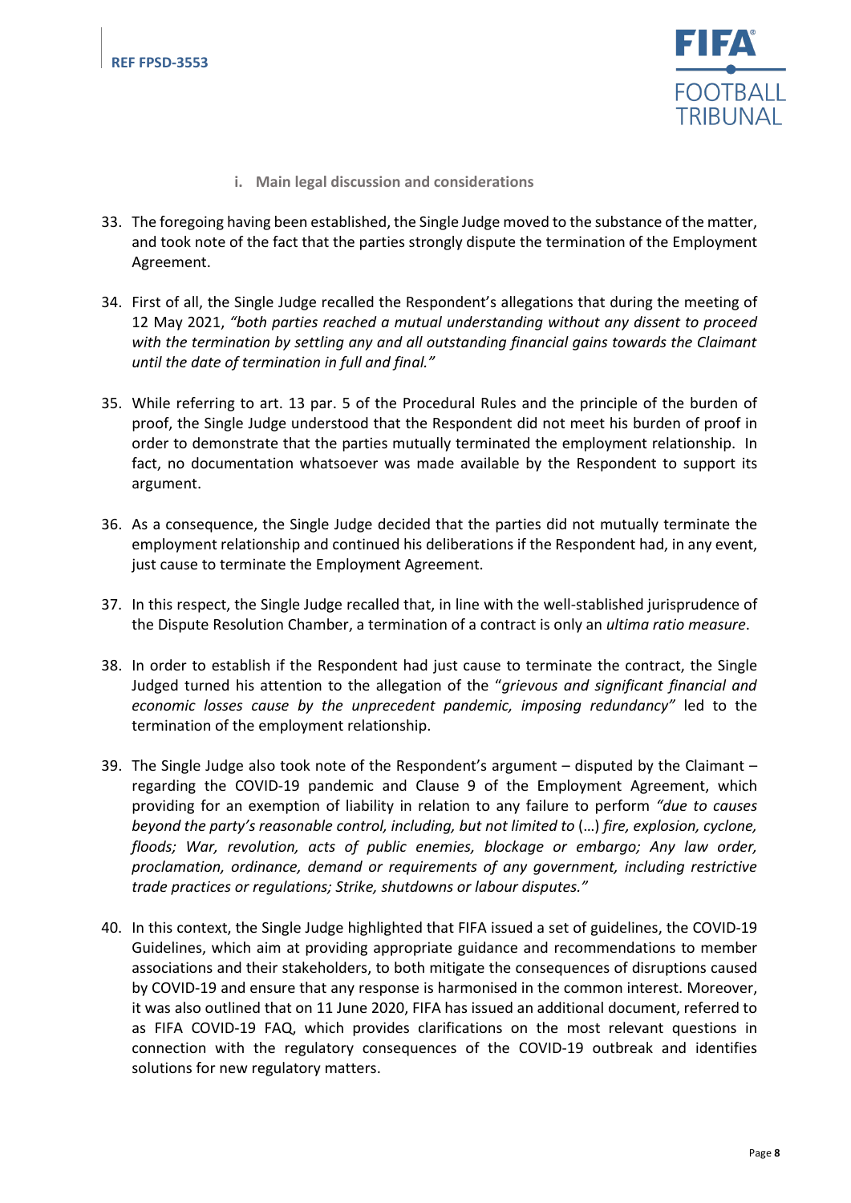### i. Main legal discussion and considerations

33. The foregoing having been established, the Single Judge moved to the substance of the matter, and took note of the fact that the parties strongly dispute the termination of the Employment Agreement.

34. First of all, the Single Judge recalled the Respondent's allegations that during the meeting of 12 May 2021, *"both parties reached a mutual understanding without any dissent to proceed with the termination by settling any and all outstanding financial gains towards the Claimant until the date of termination in full and final."*

35. While referring to art. 13 par. 5 of the Procedural Rules and the principle of the burden of proof, the Single Judge understood that the Respondent did not meet his burden of proof in order to demonstrate that the parties mutually terminated the employment relationship. In fact, no documentation whatsoever was made available by the Respondent to support its argument.

36. As a consequence, the Single Judge decided that the parties did not mutually terminate the employment relationship and continued his deliberations if the Respondent had, in any event, just cause to terminate the Employment Agreement.

37. In this respect, the Single Judge recalled that, in line with the well-stablished jurisprudence of the Dispute Resolution Chamber, a termination of a contract is only an *ultima ratio measure*.

38. In order to establish if the Respondent had just cause to terminate the contract, the Single Judged turned his attention to the allegation of the "*grievous and significant financial and economic losses cause by the unprecedent pandemic, imposing redundancy*" led to the termination of the employment relationship.

39. The Single Judge also took note of the Respondent's argument – disputed by the Claimant – regarding the COVID-19 pandemic and Clause 9 of the Employment Agreement, which providing for an exemption of liability in relation to any failure to perform *"due to causes beyond the party's reasonable control, including, but not limited to* (…) *fire, explosion, cyclone, floods; War, revolution, acts of public enemies, blockage or embargo; Any law order, proclamation, ordinance, demand or requirements of any government, including restrictive trade practices or regulations; Strike, shutdowns or labour disputes."*

40. In this context, the Single Judge highlighted that FIFA issued a set of guidelines, the COVID-19 Guidelines, which aim at providing appropriate guidance and recommendations to member associations and their stakeholders, to both mitigate the consequences of disruptions caused by COVID-19 and ensure that any response is harmonised in the common interest. Moreover, it was also outlined that on 11 June 2020, FIFA has issued an additional document, referred to as FIFA COVID-19 FAQ, which provides clarifications on the most relevant questions in connection with the regulatory consequences of the COVID-19 outbreak and identifies solutions for new regulatory matters.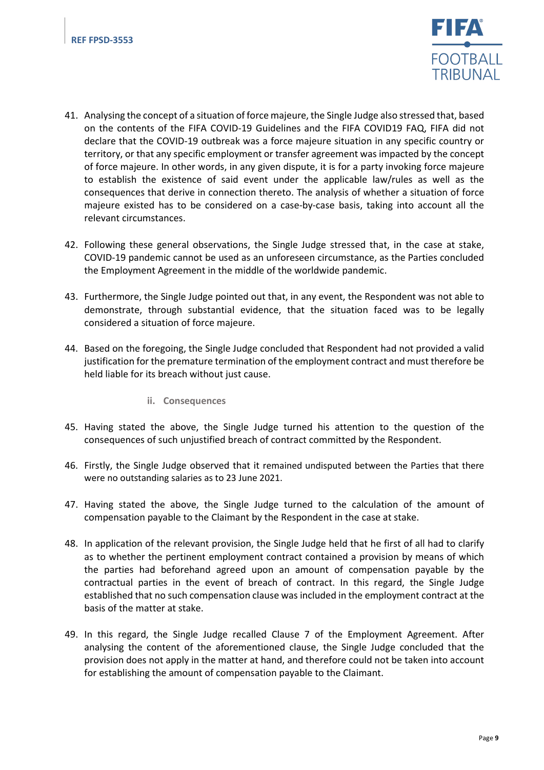41. Analysing the concept of a situation of force majeure, the Single Judge also stressed that, based on the contents of the FIFA COVID-19 Guidelines and the FIFA COVID19 FAQ, FIFA did not declare that the COVID-19 outbreak was a force majeure situation in any specific country or territory, or that any specific employment or transfer agreement was impacted by the concept of force majeure. In other words, in any given dispute, it is for a party invoking force majeure to establish the existence of said event under the applicable law/rules as well as the consequences that derive in connection thereto. The analysis of whether a situation of force majeure existed has to be considered on a case-by-case basis, taking into account all the relevant circumstances.

42. Following these general observations, the Single Judge stressed that, in the case at stake, COVID-19 pandemic cannot be used as an unforeseen circumstance, as the Parties concluded the Employment Agreement in the middle of the worldwide pandemic.

43. Furthermore, the Single Judge pointed out that, in any event, the Respondent was not able to demonstrate, through substantial evidence, that the situation faced was to be legally considered a situation of force majeure.

44. Based on the foregoing, the Single Judge concluded that Respondent had not provided a valid justification for the premature termination of the employment contract and must therefore be held liable for its breach without just cause.

### ii. Consequences

45. Having stated the above, the Single Judge turned his attention to the question of the consequences of such unjustified breach of contract committed by the Respondent.

46. Firstly, the Single Judge observed that it remained undisputed between the Parties that there were no outstanding salaries as to 23 June 2021.

47. Having stated the above, the Single Judge turned to the calculation of the amount of compensation payable to the Claimant by the Respondent in the case at stake.

48. In application of the relevant provision, the Single Judge held that he first of all had to clarify as to whether the pertinent employment contract contained a provision by means of which the parties had beforehand agreed upon an amount of compensation payable by the contractual parties in the event of breach of contract. In this regard, the Single Judge established that no such compensation clause was included in the employment contract at the basis of the matter at stake.

49. In this regard, the Single Judge recalled Clause 7 of the Employment Agreement. After analysing the content of the aforementioned clause, the Single Judge concluded that the provision does not apply in the matter at hand, and therefore could not be taken into account for establishing the amount of compensation payable to the Claimant.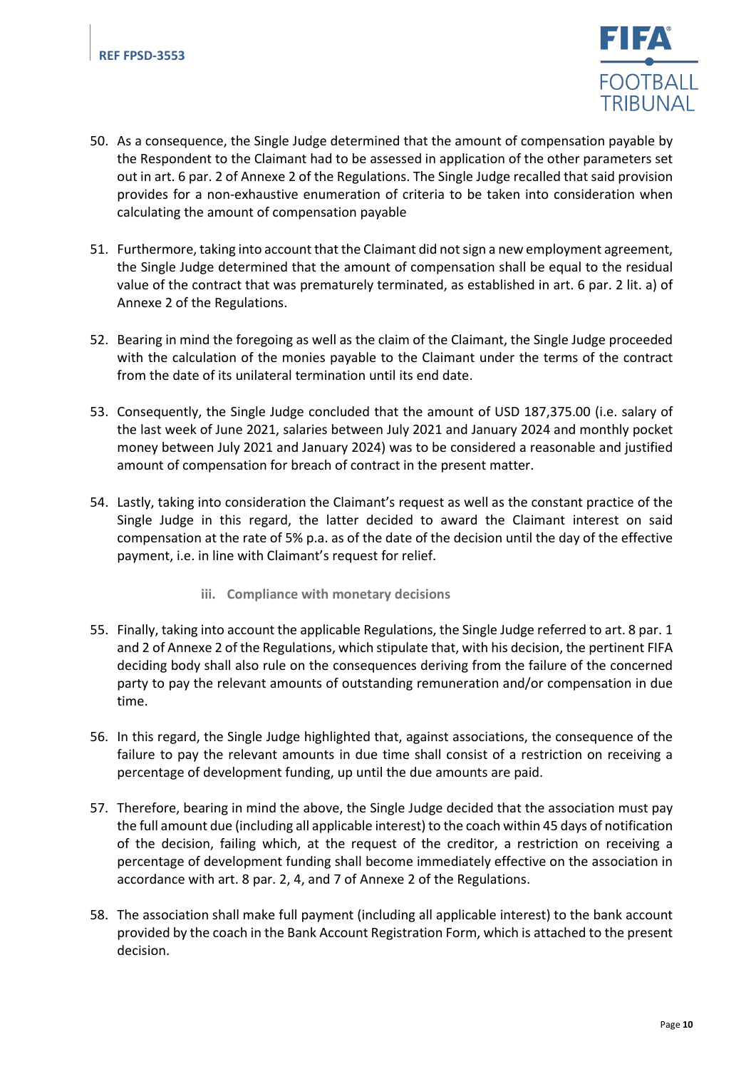50. As a consequence, the Single Judge determined that the amount of compensation payable by the Respondent to the Claimant had to be assessed in application of the other parameters set out in art. 6 par. 2 of Annexe 2 of the Regulations. The Single Judge recalled that said provision provides for a non-exhaustive enumeration of criteria to be taken into consideration when calculating the amount of compensation payable

51. Furthermore, taking into account that the Claimant did not sign a new employment agreement, the Single Judge determined that the amount of compensation shall be equal to the residual value of the contract that was prematurely terminated, as established in art. 6 par. 2 lit. a) of Annexe 2 of the Regulations.

52. Bearing in mind the foregoing as well as the claim of the Claimant, the Single Judge proceeded with the calculation of the monies payable to the Claimant under the terms of the contract from the date of its unilateral termination until its end date.

53. Consequently, the Single Judge concluded that the amount of USD 187,375.00 (i.e. salary of the last week of June 2021, salaries between July 2021 and January 2024 and monthly pocket money between July 2021 and January 2024) was to be considered a reasonable and justified amount of compensation for breach of contract in the present matter.

54. Lastly, taking into consideration the Claimant's request as well as the constant practice of the Single Judge in this regard, the latter decided to award the Claimant interest on said compensation at the rate of 5% p.a. as of the date of the decision until the day of the effective payment, i.e. in line with Claimant's request for relief.

### iii. Compliance with monetary decisions

55. Finally, taking into account the applicable Regulations, the Single Judge referred to art. 8 par. 1 and 2 of Annexe 2 of the Regulations, which stipulate that, with his decision, the pertinent FIFA deciding body shall also rule on the consequences deriving from the failure of the concerned party to pay the relevant amounts of outstanding remuneration and/or compensation in due time.

56. In this regard, the Single Judge highlighted that, against associations, the consequence of the failure to pay the relevant amounts in due time shall consist of a restriction on receiving a percentage of development funding, up until the due amounts are paid.

57. Therefore, bearing in mind the above, the Single Judge decided that the association must pay the full amount due (including all applicable interest) to the coach within 45 days of notification of the decision, failing which, at the request of the creditor, a restriction on receiving a percentage of development funding shall become immediately effective on the association in accordance with art. 8 par. 2, 4, and 7 of Annexe 2 of the Regulations.

58. The association shall make full payment (including all applicable interest) to the bank account provided by the coach in the Bank Account Registration Form, which is attached to the present decision.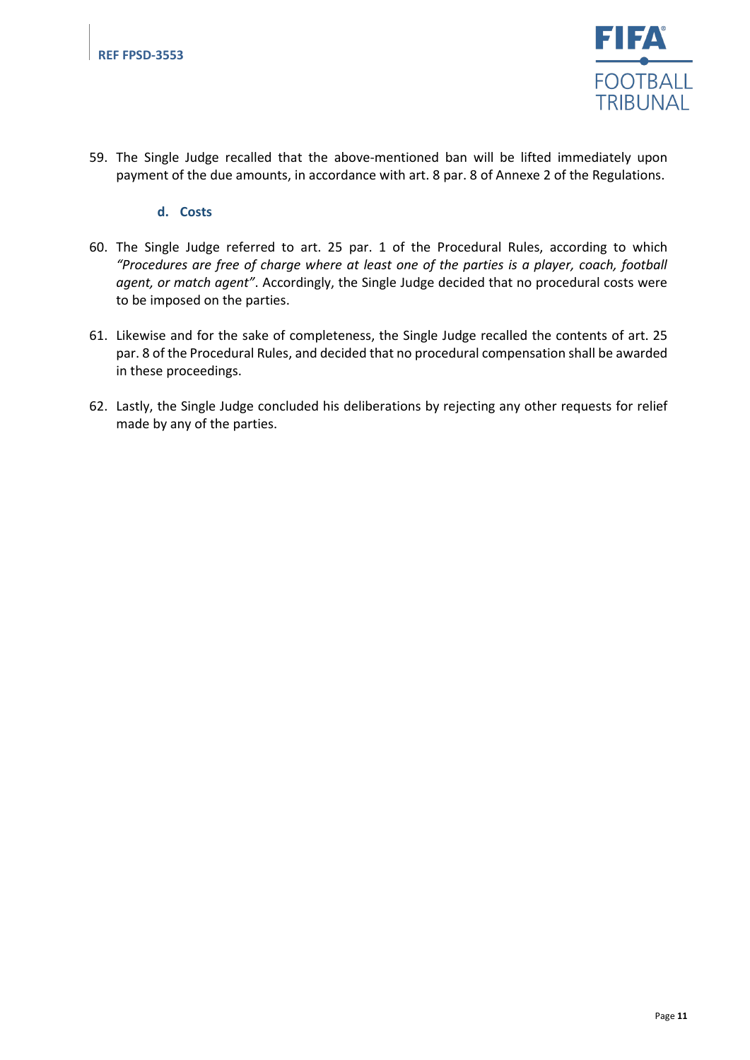59. The Single Judge recalled that the above-mentioned ban will be lifted immediately upon payment of the due amounts, in accordance with art. 8 par. 8 of Annexe 2 of the Regulations.

### d. Costs

60. The Single Judge referred to art. 25 par. 1 of the Procedural Rules, according to which *"Procedures are free of charge where at least one of the parties is a player, coach, football agent, or match agent"*. Accordingly, the Single Judge decided that no procedural costs were to be imposed on the parties.

61. Likewise and for the sake of completeness, the Single Judge recalled the contents of art. 25 par. 8 of the Procedural Rules, and decided that no procedural compensation shall be awarded in these proceedings.

62. Lastly, the Single Judge concluded his deliberations by rejecting any other requests for relief made by any of the parties.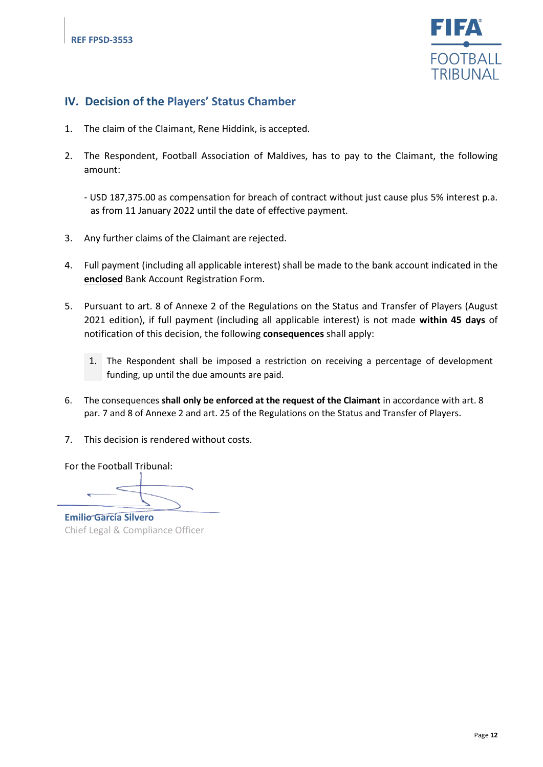## IV. Decision of the Players' Status Chamber

1. The claim of the Claimant, Rene Hiddink, is accepted.

2. The Respondent, Football Association of Maldives, has to pay to the Claimant, the following amount:

   - USD 187,375.00 as compensation for breach of contract without just cause plus 5% interest p.a. as from 11 January 2022 until the date of effective payment.

3. Any further claims of the Claimant are rejected.

4. Full payment (including all applicable interest) shall be made to the bank account indicated in the **enclosed** Bank Account Registration Form.

5. Pursuant to art. 8 of Annexe 2 of the Regulations on the Status and Transfer of Players (August 2021 edition), if full payment (including all applicable interest) is not made **within 45 days** of notification of this decision, the following **consequences** shall apply:

   1. The Respondent shall be imposed a restriction on receiving a percentage of development funding, up until the due amounts are paid.

6. The consequences **shall only be enforced at the request of the Claimant** in accordance with art. 8 par. 7 and 8 of Annexe 2 and art. 25 of the Regulations on the Status and Transfer of Players.

7. This decision is rendered without costs.

For the Football Tribunal:

**Emilio García Silvero**
Chief Legal & Compliance Officer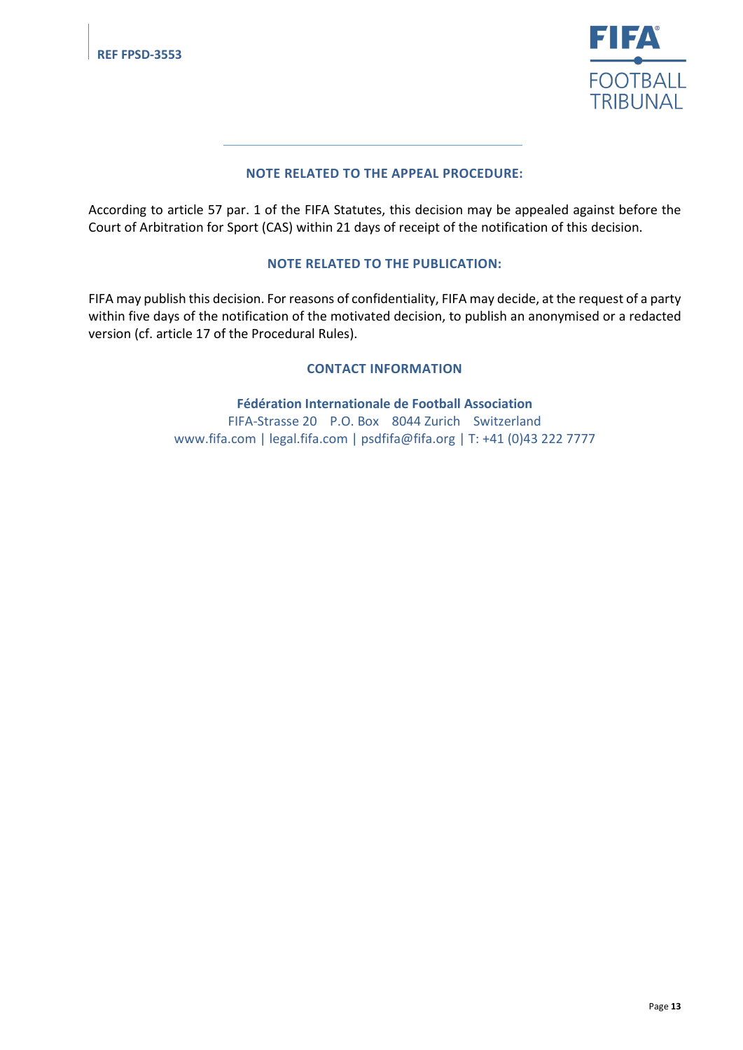## NOTE RELATED TO THE APPEAL PROCEDURE:

According to article 57 par. 1 of the FIFA Statutes, this decision may be appealed against before the Court of Arbitration for Sport (CAS) within 21 days of receipt of the notification of this decision.

## NOTE RELATED TO THE PUBLICATION:

FIFA may publish this decision. For reasons of confidentiality, FIFA may decide, at the request of a party within five days of the notification of the motivated decision, to publish an anonymised or a redacted version (cf. article 17 of the Procedural Rules).

## CONTACT INFORMATION

**Fédération Internationale de Football Association**
FIFA-Strasse 20 P.O. Box 8044 Zurich Switzerland
www.fifa.com | legal.fifa.com | psdfifa@fifa.org | T: +41 (0)43 222 7777